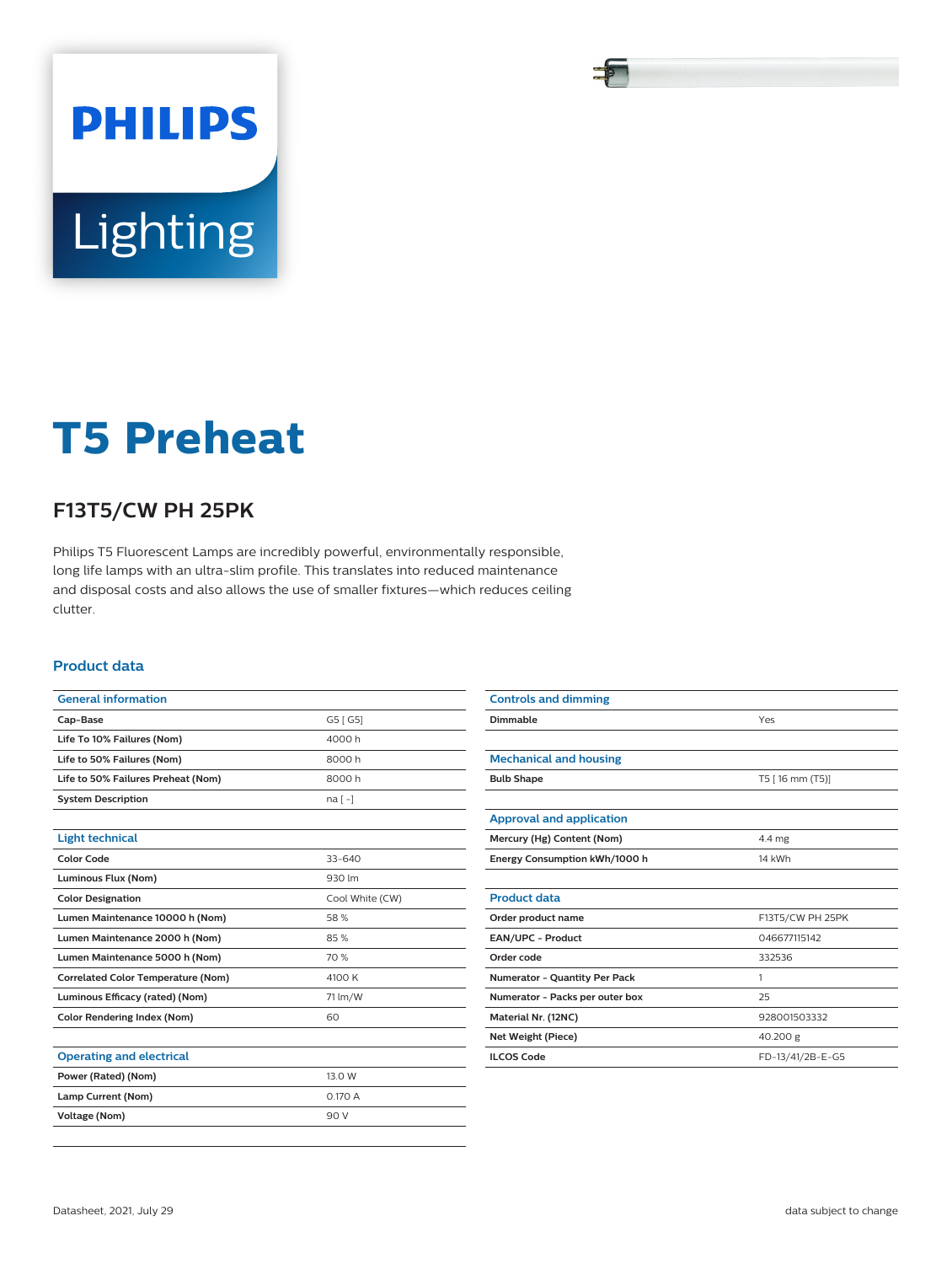PHILIPS

Lighting

# T5 Preheat

## F13T5/CW PH 25PK

Philips T5 Fluorescent Lamps are incredibly powerful, environmentally responsible, long life lamps with an ultra-slim profile. This translates into reduced maintenance and disposal costs and also allows the use of smaller fixtures—which reduces ceiling clutter.

### Product data

| General information | |
|---|---|
| Cap-Base | G5 [ G5] |
| Life To 10% Failures (Nom) | 4000 h |
| Life to 50% Failures (Nom) | 8000 h |
| Life to 50% Failures Preheat (Nom) | 8000 h |
| System Description | na [ -] |

| Light technical | |
|---|---|
| Color Code | 33-640 |
| Luminous Flux (Nom) | 930 lm |
| Color Designation | Cool White (CW) |
| Lumen Maintenance 10000 h (Nom) | 58 % |
| Lumen Maintenance 2000 h (Nom) | 85 % |
| Lumen Maintenance 5000 h (Nom) | 70 % |
| Correlated Color Temperature (Nom) | 4100 K |
| Luminous Efficacy (rated) (Nom) | 71 lm/W |
| Color Rendering Index (Nom) | 60 |

| Operating and electrical | |
|---|---|
| Power (Rated) (Nom) | 13.0 W |
| Lamp Current (Nom) | 0.170 A |
| Voltage (Nom) | 90 V |

| Controls and dimming | |
|---|---|
| Dimmable | Yes |

| Mechanical and housing | |
|---|---|
| Bulb Shape | T5 [ 16 mm (T5)] |

| Approval and application | |
|---|---|
| Mercury (Hg) Content (Nom) | 4.4 mg |
| Energy Consumption kWh/1000 h | 14 kWh |

| Product data | |
|---|---|
| Order product name | F13T5/CW PH 25PK |
| EAN/UPC - Product | 046677115142 |
| Order code | 332536 |
| Numerator - Quantity Per Pack | 1 |
| Numerator - Packs per outer box | 25 |
| Material Nr. (12NC) | 928001503332 |
| Net Weight (Piece) | 40.200 g |
| ILCOS Code | FD-13/41/2B-E-G5 |

Datasheet, 2021, July 29

data subject to change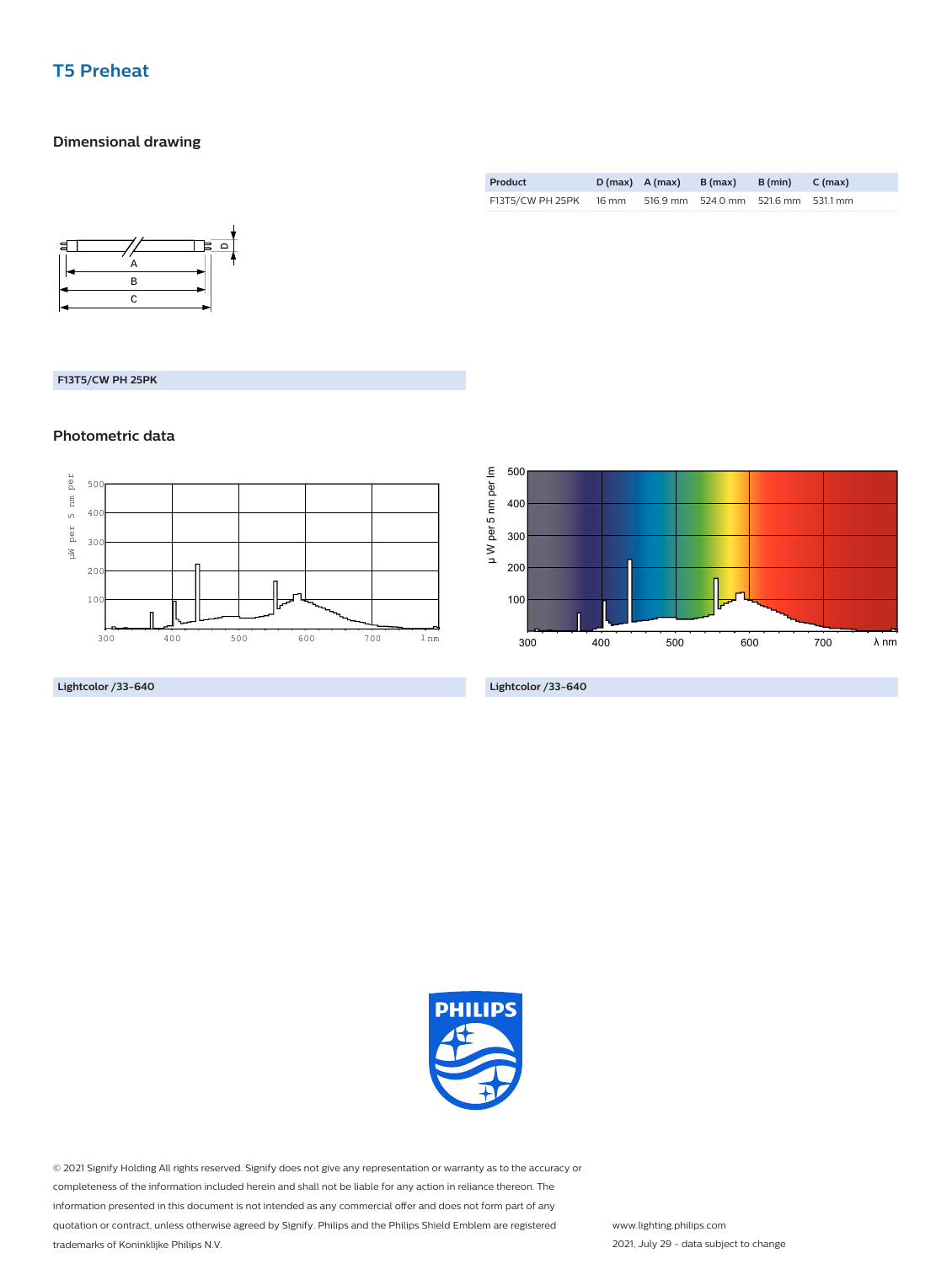## T5 Preheat

### Dimensional drawing

| Product | D (max) | A (max) | B (max) | B (min) | C (max) |
|---|---|---|---|---|---|
| F13T5/CW PH 25PK | 16 mm | 516.9 mm | 524.0 mm | 521.6 mm | 531.1 mm |

D
A
B
C

F13T5/CW PH 25PK

### Photometric data

μW per 5 nm per
500
400
300
200
100
300
400
500
600
700
l nm

Lightcolor /33-640

μ W per 5 nm per lm
500
400
300
200
100
300
400
500
600
700
λ nm

Lightcolor /33-640

© 2021 Signify Holding All rights reserved. Signify does not give any representation or warranty as to the accuracy or completeness of the information included herein and shall not be liable for any action in reliance thereon. The information presented in this document is not intended as any commercial offer and does not form part of any quotation or contract, unless otherwise agreed by Signify. Philips and the Philips Shield Emblem are registered trademarks of Koninklijke Philips N.V.

www.lighting.philips.com
2021, July 29 - data subject to change